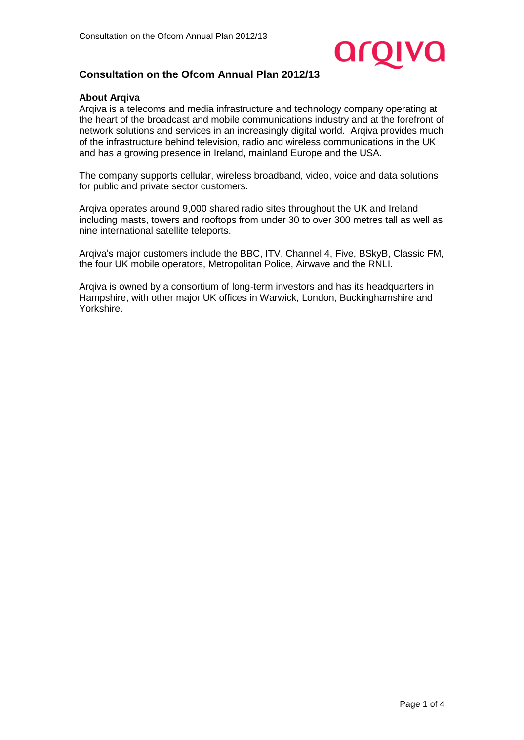# Consultation on the Ofcom Annual Plan 2012/13

**About Arqiva**

Arqiva is a telecoms and media infrastructure and technology company operating at the heart of the broadcast and mobile communications industry and at the forefront of network solutions and services in an increasingly digital world. Arqiva provides much of the infrastructure behind television, radio and wireless communications in the UK and has a growing presence in Ireland, mainland Europe and the USA.

The company supports cellular, wireless broadband, video, voice and data solutions for public and private sector customers.

Arqiva operates around 9,000 shared radio sites throughout the UK and Ireland including masts, towers and rooftops from under 30 to over 300 metres tall as well as nine international satellite teleports.

Arqiva's major customers include the BBC, ITV, Channel 4, Five, BSkyB, Classic FM, the four UK mobile operators, Metropolitan Police, Airwave and the RNLI.

Arqiva is owned by a consortium of long-term investors and has its headquarters in Hampshire, with other major UK offices in Warwick, London, Buckinghamshire and Yorkshire.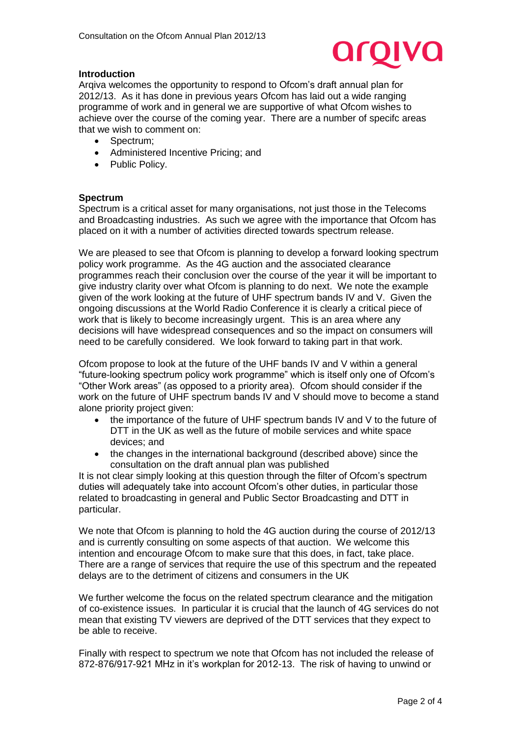## Introduction

Arqiva welcomes the opportunity to respond to Ofcom's draft annual plan for 2012/13. As it has done in previous years Ofcom has laid out a wide ranging programme of work and in general we are supportive of what Ofcom wishes to achieve over the course of the coming year. There are a number of specifc areas that we wish to comment on:

- Spectrum;
- Administered Incentive Pricing; and
- Public Policy.

## Spectrum

Spectrum is a critical asset for many organisations, not just those in the Telecoms and Broadcasting industries. As such we agree with the importance that Ofcom has placed on it with a number of activities directed towards spectrum release.

We are pleased to see that Ofcom is planning to develop a forward looking spectrum policy work programme. As the 4G auction and the associated clearance programmes reach their conclusion over the course of the year it will be important to give industry clarity over what Ofcom is planning to do next. We note the example given of the work looking at the future of UHF spectrum bands IV and V. Given the ongoing discussions at the World Radio Conference it is clearly a critical piece of work that is likely to become increasingly urgent. This is an area where any decisions will have widespread consequences and so the impact on consumers will need to be carefully considered. We look forward to taking part in that work.

Ofcom propose to look at the future of the UHF bands IV and V within a general "future-looking spectrum policy work programme" which is itself only one of Ofcom's "Other Work areas" (as opposed to a priority area). Ofcom should consider if the work on the future of UHF spectrum bands IV and V should move to become a stand alone priority project given:

- the importance of the future of UHF spectrum bands IV and V to the future of DTT in the UK as well as the future of mobile services and white space devices; and
- the changes in the international background (described above) since the consultation on the draft annual plan was published

It is not clear simply looking at this question through the filter of Ofcom's spectrum duties will adequately take into account Ofcom's other duties, in particular those related to broadcasting in general and Public Sector Broadcasting and DTT in particular.

We note that Ofcom is planning to hold the 4G auction during the course of 2012/13 and is currently consulting on some aspects of that auction. We welcome this intention and encourage Ofcom to make sure that this does, in fact, take place. There are a range of services that require the use of this spectrum and the repeated delays are to the detriment of citizens and consumers in the UK

We further welcome the focus on the related spectrum clearance and the mitigation of co-existence issues. In particular it is crucial that the launch of 4G services do not mean that existing TV viewers are deprived of the DTT services that they expect to be able to receive.

Finally with respect to spectrum we note that Ofcom has not included the release of 872-876/917-921 MHz in it's workplan for 2012-13. The risk of having to unwind or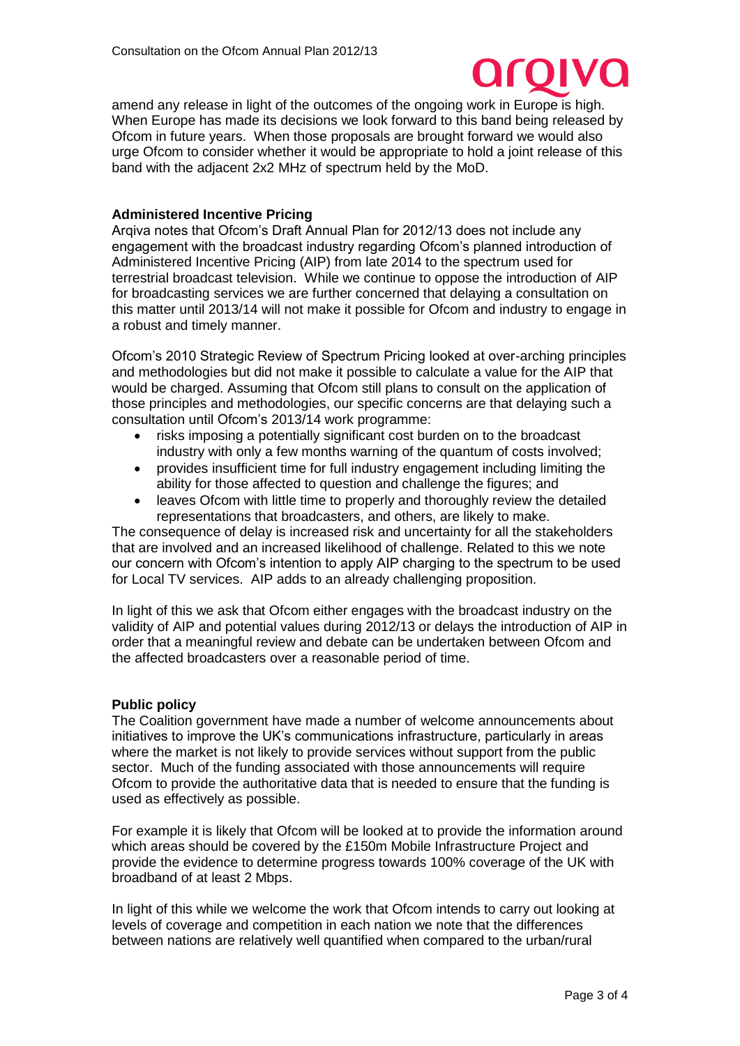amend any release in light of the outcomes of the ongoing work in Europe is high. When Europe has made its decisions we look forward to this band being released by Ofcom in future years. When those proposals are brought forward we would also urge Ofcom to consider whether it would be appropriate to hold a joint release of this band with the adjacent 2x2 MHz of spectrum held by the MoD.

**Administered Incentive Pricing**

Arqiva notes that Ofcom's Draft Annual Plan for 2012/13 does not include any engagement with the broadcast industry regarding Ofcom's planned introduction of Administered Incentive Pricing (AIP) from late 2014 to the spectrum used for terrestrial broadcast television. While we continue to oppose the introduction of AIP for broadcasting services we are further concerned that delaying a consultation on this matter until 2013/14 will not make it possible for Ofcom and industry to engage in a robust and timely manner.

Ofcom's 2010 Strategic Review of Spectrum Pricing looked at over-arching principles and methodologies but did not make it possible to calculate a value for the AIP that would be charged. Assuming that Ofcom still plans to consult on the application of those principles and methodologies, our specific concerns are that delaying such a consultation until Ofcom's 2013/14 work programme:

- risks imposing a potentially significant cost burden on to the broadcast industry with only a few months warning of the quantum of costs involved;
- provides insufficient time for full industry engagement including limiting the ability for those affected to question and challenge the figures; and
- leaves Ofcom with little time to properly and thoroughly review the detailed representations that broadcasters, and others, are likely to make.

The consequence of delay is increased risk and uncertainty for all the stakeholders that are involved and an increased likelihood of challenge. Related to this we note our concern with Ofcom's intention to apply AIP charging to the spectrum to be used for Local TV services. AIP adds to an already challenging proposition.

In light of this we ask that Ofcom either engages with the broadcast industry on the validity of AIP and potential values during 2012/13 or delays the introduction of AIP in order that a meaningful review and debate can be undertaken between Ofcom and the affected broadcasters over a reasonable period of time.

**Public policy**

The Coalition government have made a number of welcome announcements about initiatives to improve the UK's communications infrastructure, particularly in areas where the market is not likely to provide services without support from the public sector. Much of the funding associated with those announcements will require Ofcom to provide the authoritative data that is needed to ensure that the funding is used as effectively as possible.

For example it is likely that Ofcom will be looked at to provide the information around which areas should be covered by the £150m Mobile Infrastructure Project and provide the evidence to determine progress towards 100% coverage of the UK with broadband of at least 2 Mbps.

In light of this while we welcome the work that Ofcom intends to carry out looking at levels of coverage and competition in each nation we note that the differences between nations are relatively well quantified when compared to the urban/rural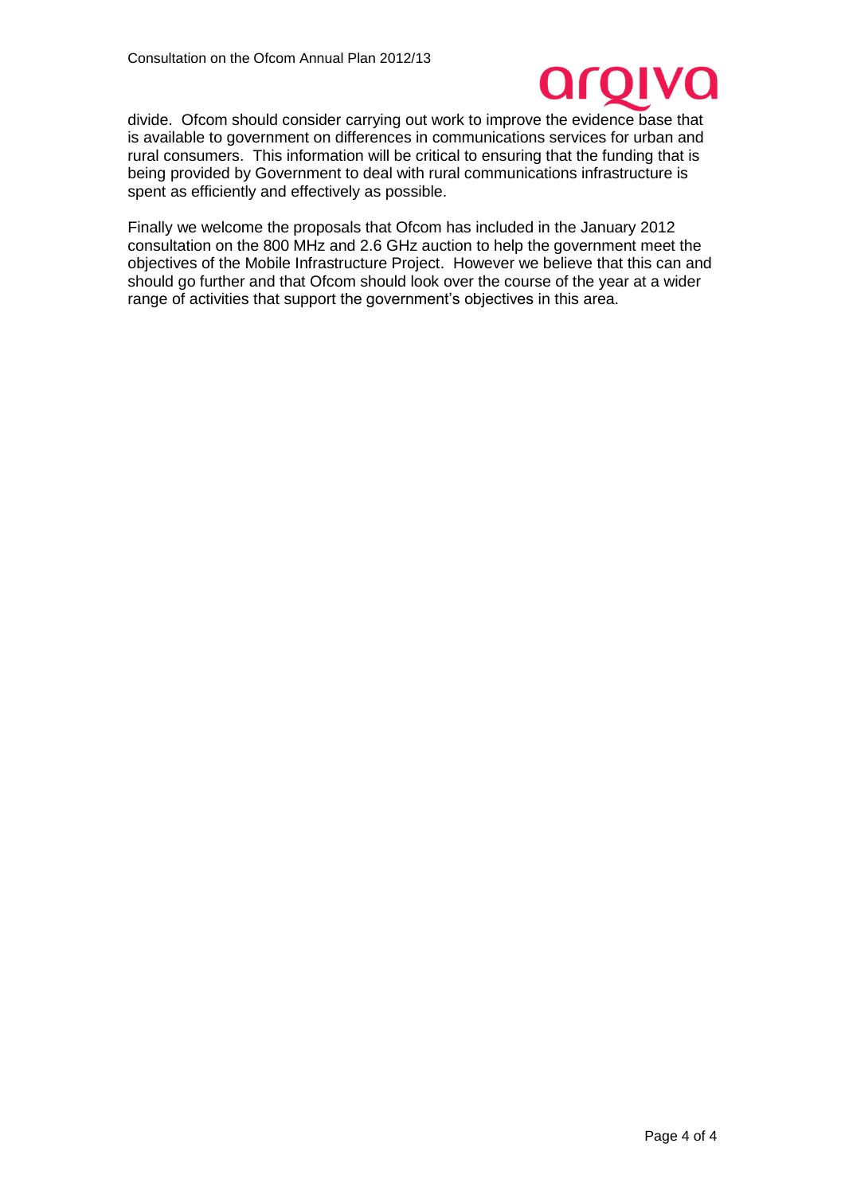divide. Ofcom should consider carrying out work to improve the evidence base that is available to government on differences in communications services for urban and rural consumers. This information will be critical to ensuring that the funding that is being provided by Government to deal with rural communications infrastructure is spent as efficiently and effectively as possible.

Finally we welcome the proposals that Ofcom has included in the January 2012 consultation on the 800 MHz and 2.6 GHz auction to help the government meet the objectives of the Mobile Infrastructure Project. However we believe that this can and should go further and that Ofcom should look over the course of the year at a wider range of activities that support the government's objectives in this area.